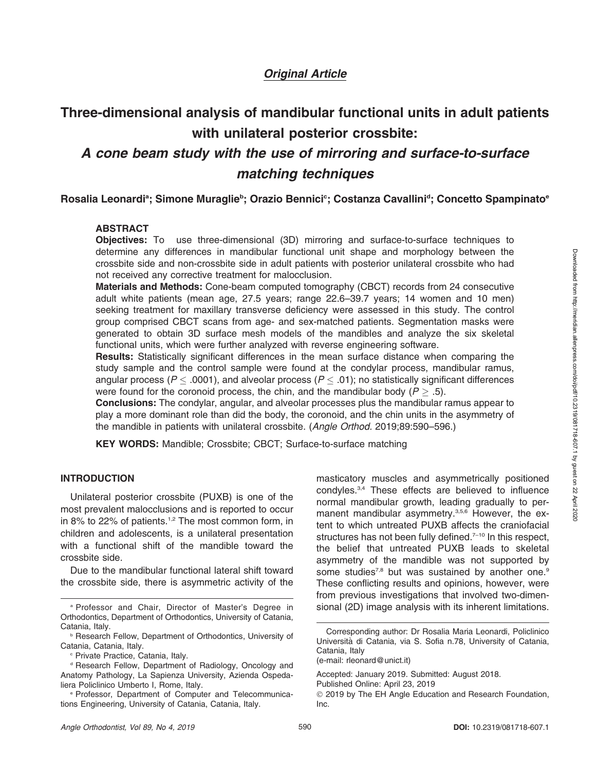*Original Article*

# Three-dimensional analysis of mandibular functional units in adult patients with unilateral posterior crossbite:

## *A cone beam study with the use of mirroring and surface-to-surface matching techniques*

**Rosalia Leonardi[a]; Simone Muraglie[b]; Orazio Bennici[c]; Costanza Cavallini[d]; Concetto Spampinato[e]**

### ABSTRACT

**Objectives:** To use three-dimensional (3D) mirroring and surface-to-surface techniques to determine any differences in mandibular functional unit shape and morphology between the crossbite side and non-crossbite side in adult patients with posterior unilateral crossbite who had not received any corrective treatment for malocclusion.

**Materials and Methods:** Cone-beam computed tomography (CBCT) records from 24 consecutive adult white patients (mean age, 27.5 years; range 22.6–39.7 years; 14 women and 10 men) seeking treatment for maxillary transverse deficiency were assessed in this study. The control group comprised CBCT scans from age- and sex-matched patients. Segmentation masks were generated to obtain 3D surface mesh models of the mandibles and analyze the six skeletal functional units, which were further analyzed with reverse engineering software.

**Results:** Statistically significant differences in the mean surface distance when comparing the study sample and the control sample were found at the condylar process, mandibular ramus, angular process ($P \leq .0001$), and alveolar process ($P \leq .01$); no statistically significant differences were found for the coronoid process, the chin, and the mandibular body ($P \geq .5$).

**Conclusions:** The condylar, angular, and alveolar processes plus the mandibular ramus appear to play a more dominant role than did the body, the coronoid, and the chin units in the asymmetry of the mandible in patients with unilateral crossbite. (*Angle Orthod.* 2019;89:590–596.)

**KEY WORDS:** Mandible; Crossbite; CBCT; Surface-to-surface matching

### INTRODUCTION

Unilateral posterior crossbite (PUXB) is one of the most prevalent malocclusions and is reported to occur in 8% to 22% of patients.[1,2] The most common form, in children and adolescents, is a unilateral presentation with a functional shift of the mandible toward the crossbite side.

Due to the mandibular functional lateral shift toward the crossbite side, there is asymmetric activity of the masticatory muscles and asymmetrically positioned condyles.[3,4] These effects are believed to influence normal mandibular growth, leading gradually to permanent mandibular asymmetry.[3,5,6] However, the extent to which untreated PUXB affects the craniofacial structures has not been fully defined.[7–10] In this respect, the belief that untreated PUXB leads to skeletal asymmetry of the mandible was not supported by some studies[7,8] but was sustained by another one.[9] These conflicting results and opinions, however, were from previous investigations that involved two-dimensional (2D) image analysis with its inherent limitations.

[a] Professor and Chair, Director of Master's Degree in Orthodontics, Department of Orthodontics, University of Catania, Catania, Italy.

[b] Research Fellow, Department of Orthodontics, University of Catania, Catania, Italy.

[c] Private Practice, Catania, Italy.

[d] Research Fellow, Department of Radiology, Oncology and Anatomy Pathology, La Sapienza University, Azienda Ospedaliera Policlinico Umberto I, Rome, Italy.

[e] Professor, Department of Computer and Telecommunications Engineering, University of Catania, Catania, Italy.

Corresponding author: Dr Rosalia Maria Leonardi, Policlinico Università di Catania, via S. Sofia n.78, University of Catania, Catania, Italy
(e-mail: rleonard@unict.it)

Accepted: January 2019. Submitted: August 2018.
Published Online: April 23, 2019
© 2019 by The EH Angle Education and Research Foundation, Inc.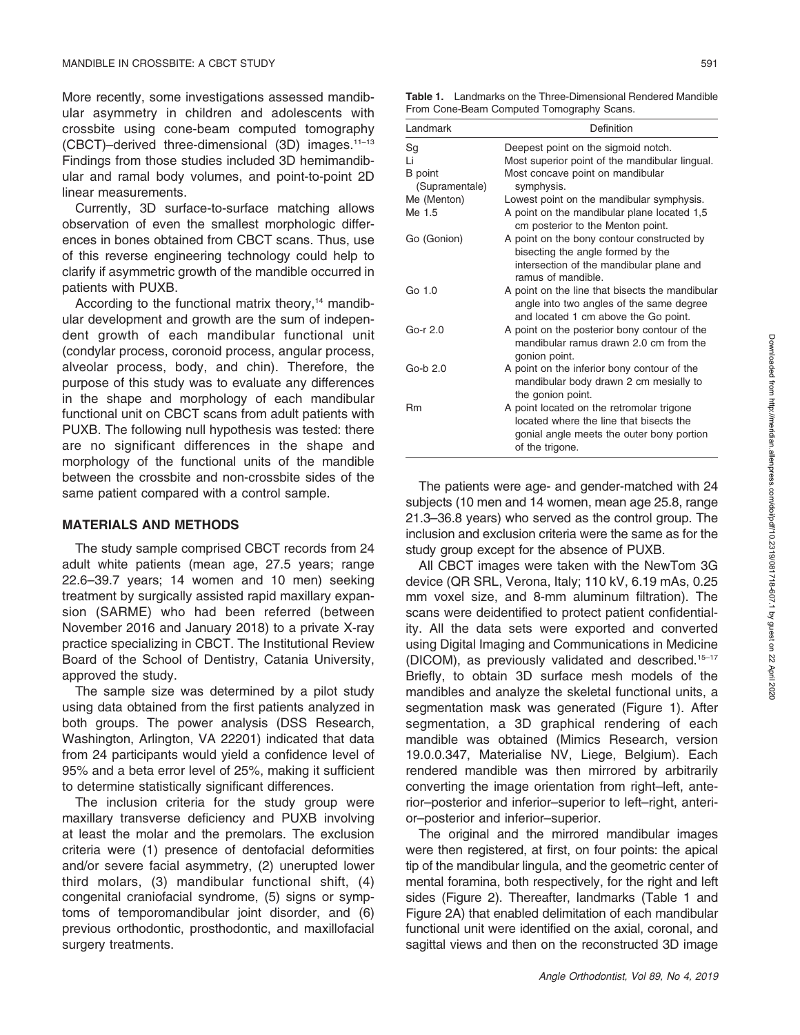More recently, some investigations assessed mandibular asymmetry in children and adolescents with crossbite using cone-beam computed tomography (CBCT)–derived three-dimensional (3D) images.[11–13] Findings from those studies included 3D hemimandibular and ramal body volumes, and point-to-point 2D linear measurements.

Currently, 3D surface-to-surface matching allows observation of even the smallest morphologic differences in bones obtained from CBCT scans. Thus, use of this reverse engineering technology could help to clarify if asymmetric growth of the mandible occurred in patients with PUXB.

According to the functional matrix theory,[14] mandibular development and growth are the sum of independent growth of each mandibular functional unit (condylar process, coronoid process, angular process, alveolar process, body, and chin). Therefore, the purpose of this study was to evaluate any differences in the shape and morphology of each mandibular functional unit on CBCT scans from adult patients with PUXB. The following null hypothesis was tested: there are no significant differences in the shape and morphology of the functional units of the mandible between the crossbite and non-crossbite sides of the same patient compared with a control sample.

## MATERIALS AND METHODS

The study sample comprised CBCT records from 24 adult white patients (mean age, 27.5 years; range 22.6–39.7 years; 14 women and 10 men) seeking treatment by surgically assisted rapid maxillary expansion (SARME) who had been referred (between November 2016 and January 2018) to a private X-ray practice specializing in CBCT. The Institutional Review Board of the School of Dentistry, Catania University, approved the study.

The sample size was determined by a pilot study using data obtained from the first patients analyzed in both groups. The power analysis (DSS Research, Washington, Arlington, VA 22201) indicated that data from 24 participants would yield a confidence level of 95% and a beta error level of 25%, making it sufficient to determine statistically significant differences.

The inclusion criteria for the study group were maxillary transverse deficiency and PUXB involving at least the molar and the premolars. The exclusion criteria were (1) presence of dentofacial deformities and/or severe facial asymmetry, (2) unerupted lower third molars, (3) mandibular functional shift, (4) congenital craniofacial syndrome, (5) signs or symptoms of temporomandibular joint disorder, and (6) previous orthodontic, prosthodontic, and maxillofacial surgery treatments.

**Table 1.** Landmarks on the Three-Dimensional Rendered Mandible From Cone-Beam Computed Tomography Scans.

| Landmark | Definition |
|---|---|
| Sg | Deepest point on the sigmoid notch. |
| Li | Most superior point of the mandibular lingual. |
| B point (Supramentale) | Most concave point on mandibular symphysis. |
| Me (Menton) | Lowest point on the mandibular symphysis. |
| Me 1.5 | A point on the mandibular plane located 1,5 cm posterior to the Menton point. |
| Go (Gonion) | A point on the bony contour constructed by bisecting the angle formed by the intersection of the mandibular plane and ramus of mandible. |
| Go 1.0 | A point on the line that bisects the mandibular angle into two angles of the same degree and located 1 cm above the Go point. |
| Go-r 2.0 | A point on the posterior bony contour of the mandibular ramus drawn 2.0 cm from the gonion point. |
| Go-b 2.0 | A point on the inferior bony contour of the mandibular body drawn 2 cm mesially to the gonion point. |
| Rm | A point located on the retromolar trigone located where the line that bisects the gonial angle meets the outer bony portion of the trigone. |

The patients were age- and gender-matched with 24 subjects (10 men and 14 women, mean age 25.8, range 21.3–36.8 years) who served as the control group. The inclusion and exclusion criteria were the same as for the study group except for the absence of PUXB.

All CBCT images were taken with the NewTom 3G device (QR SRL, Verona, Italy; 110 kV, 6.19 mAs, 0.25 mm voxel size, and 8-mm aluminum filtration). The scans were deidentified to protect patient confidentiality. All the data sets were exported and converted using Digital Imaging and Communications in Medicine (DICOM), as previously validated and described.[15–17] Briefly, to obtain 3D surface mesh models of the mandibles and analyze the skeletal functional units, a segmentation mask was generated (Figure 1). After segmentation, a 3D graphical rendering of each mandible was obtained (Mimics Research, version 19.0.0.347, Materialise NV, Liege, Belgium). Each rendered mandible was then mirrored by arbitrarily converting the image orientation from right–left, anterior–posterior and inferior–superior to left–right, anterior–posterior and inferior–superior.

The original and the mirrored mandibular images were then registered, at first, on four points: the apical tip of the mandibular lingula, and the geometric center of mental foramina, both respectively, for the right and left sides (Figure 2). Thereafter, landmarks (Table 1 and Figure 2A) that enabled delimitation of each mandibular functional unit were identified on the axial, coronal, and sagittal views and then on the reconstructed 3D image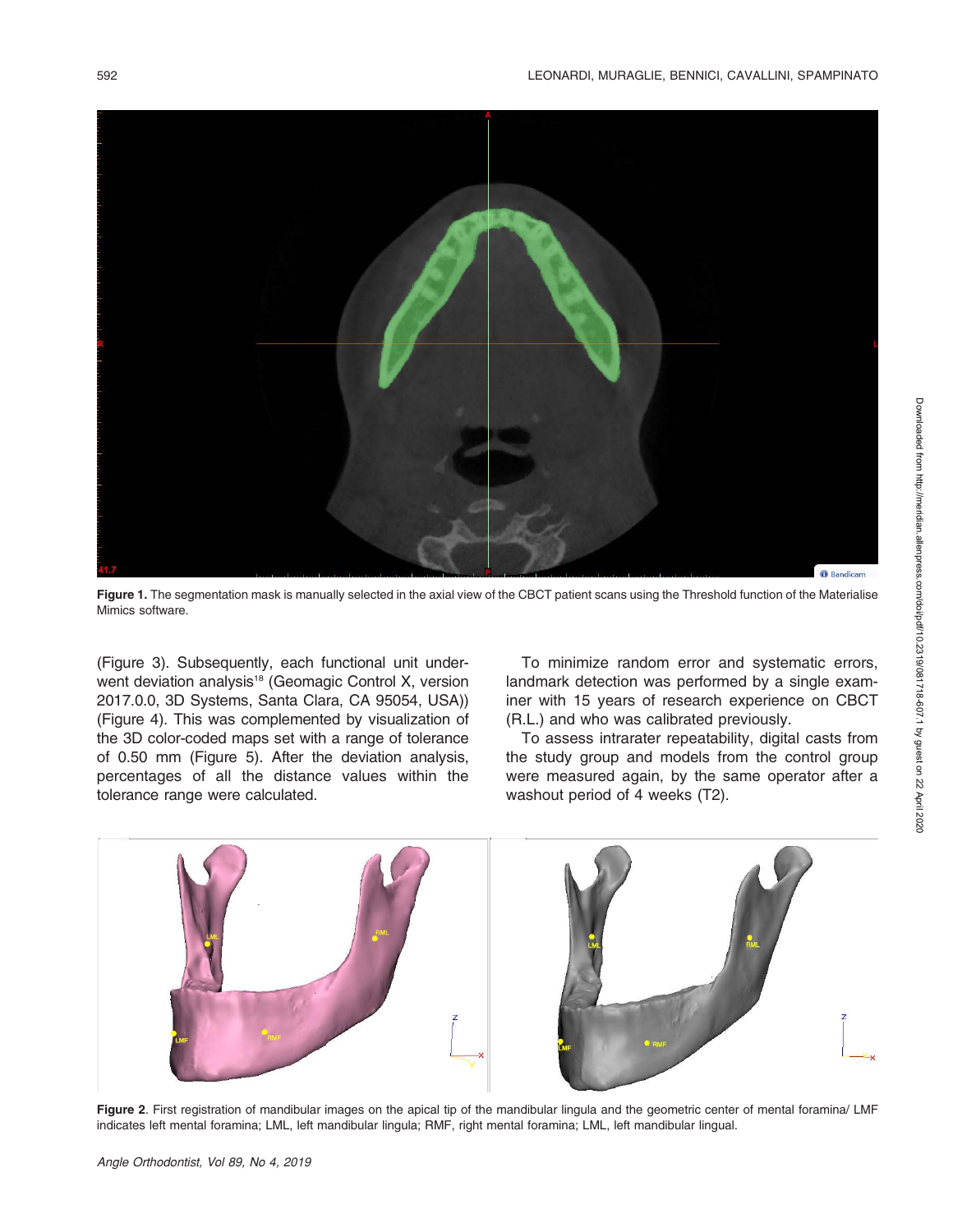**Figure 1.** The segmentation mask is manually selected in the axial view of the CBCT patient scans using the Threshold function of the Materialise Mimics software.

(Figure 3). Subsequently, each functional unit underwent deviation analysis[18] (Geomagic Control X, version 2017.0.0, 3D Systems, Santa Clara, CA 95054, USA)) (Figure 4). This was complemented by visualization of the 3D color-coded maps set with a range of tolerance of 0.50 mm (Figure 5). After the deviation analysis, percentages of all the distance values within the tolerance range were calculated.

To minimize random error and systematic errors, landmark detection was performed by a single examiner with 15 years of research experience on CBCT (R.L.) and who was calibrated previously.

To assess intrarater repeatability, digital casts from the study group and models from the control group were measured again, by the same operator after a washout period of 4 weeks (T2).

**Figure 2**. First registration of mandibular images on the apical tip of the mandibular lingula and the geometric center of mental foramina/ LMF indicates left mental foramina; LML, left mandibular lingula; RMF, right mental foramina; LML, left mandibular lingual.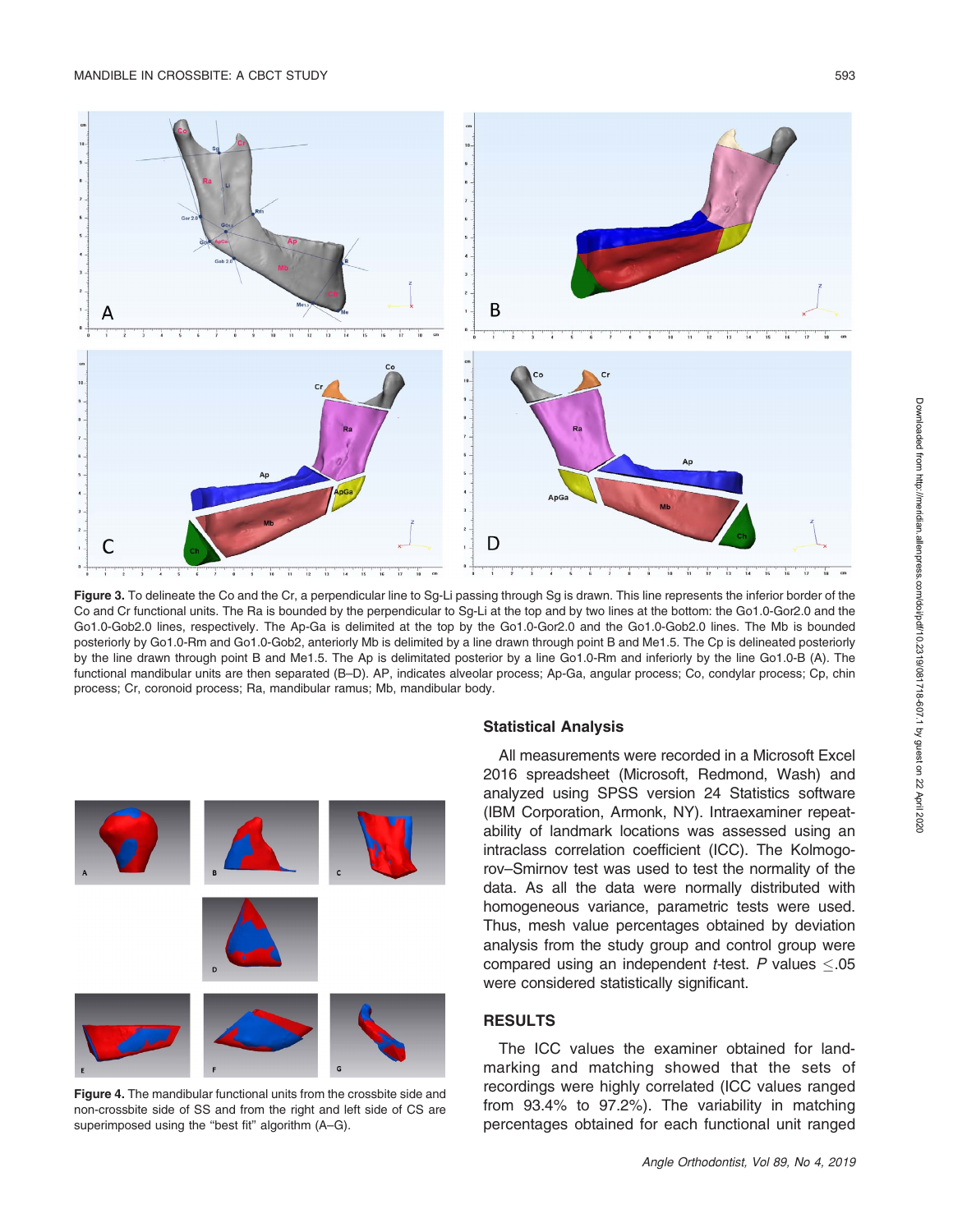**Figure 3.** To delineate the Co and the Cr, a perpendicular line to Sg-Li passing through Sg is drawn. This line represents the inferior border of the Co and Cr functional units. The Ra is bounded by the perpendicular to Sg-Li at the top and by two lines at the bottom: the Go1.0-Gor2.0 and the Go1.0-Gob2.0 lines, respectively. The Ap-Ga is delimited at the top by the Go1.0-Gor2.0 and the Go1.0-Gob2.0 lines. The Mb is bounded posteriorly by Go1.0-Rm and Go1.0-Gob2, anteriorly Mb is delimited by a line drawn through point B and Me1.5. The Cp is delineated posteriorly by the line drawn through point B and Me1.5. The Ap is delimitated posterior by a line Go1.0-Rm and inferiorly by the line Go1.0-B (A). The functional mandibular units are then separated (B–D). AP, indicates alveolar process; Ap-Ga, angular process; Co, condylar process; Cp, chin process; Cr, coronoid process; Ra, mandibular ramus; Mb, mandibular body.

**Figure 4.** The mandibular functional units from the crossbite side and non-crossbite side of SS and from the right and left side of CS are superimposed using the "best fit" algorithm (A–G).

## Statistical Analysis

All measurements were recorded in a Microsoft Excel 2016 spreadsheet (Microsoft, Redmond, Wash) and analyzed using SPSS version 24 Statistics software (IBM Corporation, Armonk, NY). Intraexaminer repeatability of landmark locations was assessed using an intraclass correlation coefficient (ICC). The Kolmogorov–Smirnov test was used to test the normality of the data. As all the data were normally distributed with homogeneous variance, parametric tests were used. Thus, mesh value percentages obtained by deviation analysis from the study group and control group were compared using an independent *t*-test. *P* values $\leq .05$ were considered statistically significant.

## RESULTS

The ICC values the examiner obtained for landmarking and matching showed that the sets of recordings were highly correlated (ICC values ranged from 93.4% to 97.2%). The variability in matching percentages obtained for each functional unit ranged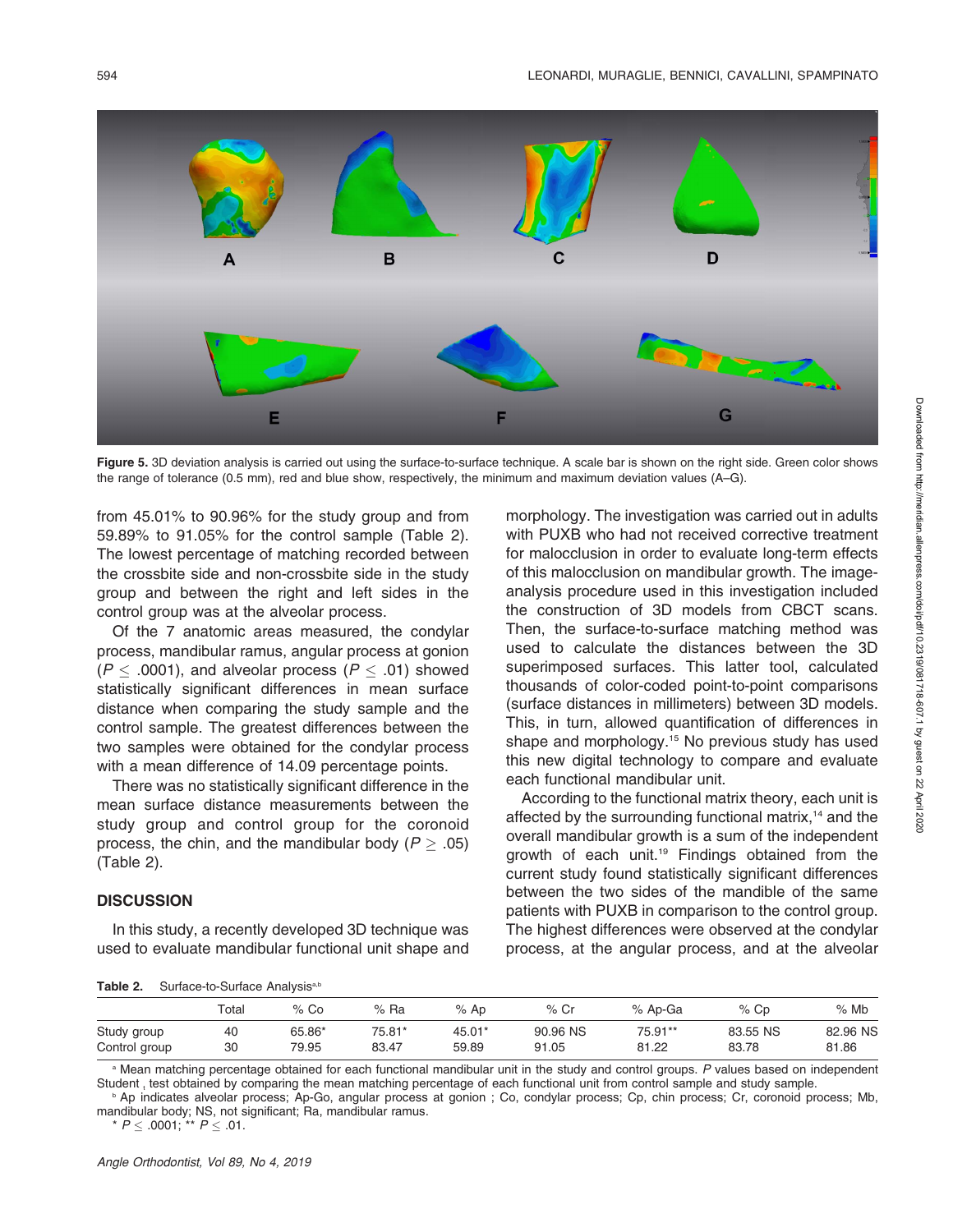Figure 5. 3D deviation analysis is carried out using the surface-to-surface technique. A scale bar is shown on the right side. Green color shows the range of tolerance (0.5 mm), red and blue show, respectively, the minimum and maximum deviation values (A–G).

from 45.01% to 90.96% for the study group and from 59.89% to 91.05% for the control sample (Table 2). The lowest percentage of matching recorded between the crossbite side and non-crossbite side in the study group and between the right and left sides in the control group was at the alveolar process.

Of the 7 anatomic areas measured, the condylar process, mandibular ramus, angular process at gonion ($P \leq .0001$), and alveolar process ($P \leq .01$) showed statistically significant differences in mean surface distance when comparing the study sample and the control sample. The greatest differences between the two samples were obtained for the condylar process with a mean difference of 14.09 percentage points.

There was no statistically significant difference in the mean surface distance measurements between the study group and control group for the coronoid process, the chin, and the mandibular body ($P \geq .05$) (Table 2).

## DISCUSSION

In this study, a recently developed 3D technique was used to evaluate mandibular functional unit shape and morphology. The investigation was carried out in adults with PUXB who had not received corrective treatment for malocclusion in order to evaluate long-term effects of this malocclusion on mandibular growth. The image-analysis procedure used in this investigation included the construction of 3D models from CBCT scans. Then, the surface-to-surface matching method was used to calculate the distances between the 3D superimposed surfaces. This latter tool, calculated thousands of color-coded point-to-point comparisons (surface distances in millimeters) between 3D models. This, in turn, allowed quantification of differences in shape and morphology.[15] No previous study has used this new digital technology to compare and evaluate each functional mandibular unit.

According to the functional matrix theory, each unit is affected by the surrounding functional matrix,[14] and the overall mandibular growth is a sum of the independent growth of each unit.[19] Findings obtained from the current study found statistically significant differences between the two sides of the mandible of the same patients with PUXB in comparison to the control group. The highest differences were observed at the condylar process, at the angular process, and at the alveolar

**Table 2.** Surface-to-Surface Analysis[a,b]

| | Total | % Co | % Ra | % Ap | % Cr | % Ap-Ga | % Cp | % Mb |
|---|---|---|---|---|---|---|---|---|
| Study group | 40 | 65.86* | 75.81* | 45.01* | 90.96 NS | 75.91** | 83.55 NS | 82.96 NS |
| Control group | 30 | 79.95 | 83.47 | 59.89 | 91.05 | 81.22 | 83.78 | 81.86 |

[a] Mean matching percentage obtained for each functional mandibular unit in the study and control groups. *P* values based on independent Student , test obtained by comparing the mean matching percentage of each functional unit from control sample and study sample.

[b] Ap indicates alveolar process; Ap-Go, angular process at gonion ; Co, condylar process; Cp, chin process; Cr, coronoid process; Mb, mandibular body; NS, not significant; Ra, mandibular ramus.

* $P \leq .0001$; ** $P \leq .01$.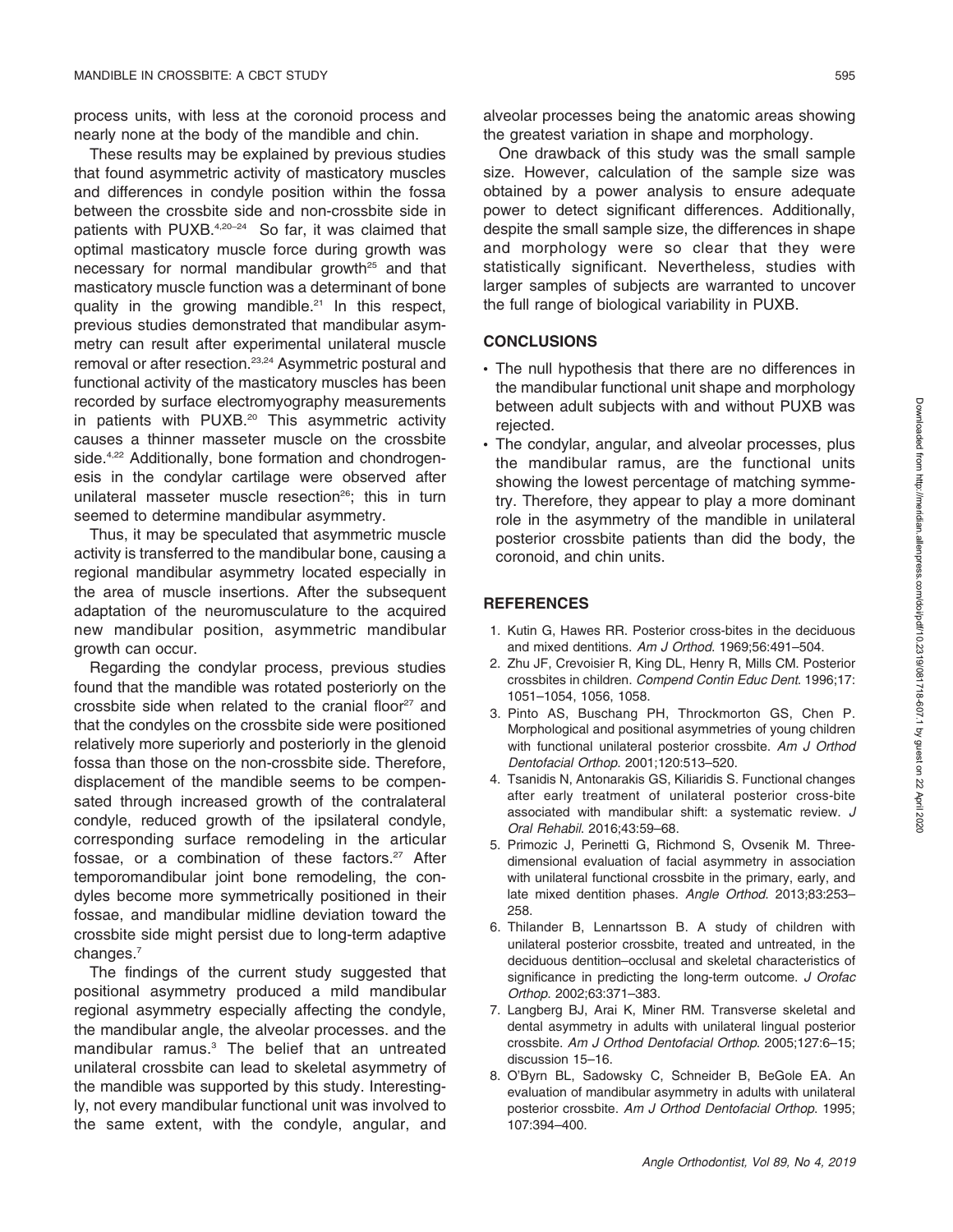process units, with less at the coronoid process and nearly none at the body of the mandible and chin.

These results may be explained by previous studies that found asymmetric activity of masticatory muscles and differences in condyle position within the fossa between the crossbite side and non-crossbite side in patients with PUXB.[4,20–24] So far, it was claimed that optimal masticatory muscle force during growth was necessary for normal mandibular growth[25] and that masticatory muscle function was a determinant of bone quality in the growing mandible.[21] In this respect, previous studies demonstrated that mandibular asymmetry can result after experimental unilateral muscle removal or after resection.[23,24] Asymmetric postural and functional activity of the masticatory muscles has been recorded by surface electromyography measurements in patients with PUXB.[20] This asymmetric activity causes a thinner masseter muscle on the crossbite side.[4,22] Additionally, bone formation and chondrogenesis in the condylar cartilage were observed after unilateral masseter muscle resection[26]; this in turn seemed to determine mandibular asymmetry.

Thus, it may be speculated that asymmetric muscle activity is transferred to the mandibular bone, causing a regional mandibular asymmetry located especially in the area of muscle insertions. After the subsequent adaptation of the neuromusculature to the acquired new mandibular position, asymmetric mandibular growth can occur.

Regarding the condylar process, previous studies found that the mandible was rotated posteriorly on the crossbite side when related to the cranial floor[27] and that the condyles on the crossbite side were positioned relatively more superiorly and posteriorly in the glenoid fossa than those on the non-crossbite side. Therefore, displacement of the mandible seems to be compensated through increased growth of the contralateral condyle, reduced growth of the ipsilateral condyle, corresponding surface remodeling in the articular fossae, or a combination of these factors.[27] After temporomandibular joint bone remodeling, the condyles become more symmetrically positioned in their fossae, and mandibular midline deviation toward the crossbite side might persist due to long-term adaptive changes.[7]

The findings of the current study suggested that positional asymmetry produced a mild mandibular regional asymmetry especially affecting the condyle, the mandibular angle, the alveolar processes. and the mandibular ramus.[3] The belief that an untreated unilateral crossbite can lead to skeletal asymmetry of the mandible was supported by this study. Interestingly, not every mandibular functional unit was involved to the same extent, with the condyle, angular, and alveolar processes being the anatomic areas showing the greatest variation in shape and morphology.

One drawback of this study was the small sample size. However, calculation of the sample size was obtained by a power analysis to ensure adequate power to detect significant differences. Additionally, despite the small sample size, the differences in shape and morphology were so clear that they were statistically significant. Nevertheless, studies with larger samples of subjects are warranted to uncover the full range of biological variability in PUXB.

## CONCLUSIONS

- The null hypothesis that there are no differences in the mandibular functional unit shape and morphology between adult subjects with and without PUXB was rejected.
- The condylar, angular, and alveolar processes, plus the mandibular ramus, are the functional units showing the lowest percentage of matching symmetry. Therefore, they appear to play a more dominant role in the asymmetry of the mandible in unilateral posterior crossbite patients than did the body, the coronoid, and chin units.

## REFERENCES

1. Kutin G, Hawes RR. Posterior cross-bites in the deciduous and mixed dentitions. *Am J Orthod*. 1969;56:491–504.
2. Zhu JF, Crevoisier R, King DL, Henry R, Mills CM. Posterior crossbites in children. *Compend Contin Educ Dent*. 1996;17: 1051–1054, 1056, 1058.
3. Pinto AS, Buschang PH, Throckmorton GS, Chen P. Morphological and positional asymmetries of young children with functional unilateral posterior crossbite. *Am J Orthod Dentofacial Orthop*. 2001;120:513–520.
4. Tsanidis N, Antonarakis GS, Kiliaridis S. Functional changes after early treatment of unilateral posterior cross-bite associated with mandibular shift: a systematic review. *J Oral Rehabil*. 2016;43:59–68.
5. Primozic J, Perinetti G, Richmond S, Ovsenik M. Three-dimensional evaluation of facial asymmetry in association with unilateral functional crossbite in the primary, early, and late mixed dentition phases. *Angle Orthod*. 2013;83:253–258.
6. Thilander B, Lennartsson B. A study of children with unilateral posterior crossbite, treated and untreated, in the deciduous dentition–occlusal and skeletal characteristics of significance in predicting the long-term outcome. *J Orofac Orthop*. 2002;63:371–383.
7. Langberg BJ, Arai K, Miner RM. Transverse skeletal and dental asymmetry in adults with unilateral lingual posterior crossbite. *Am J Orthod Dentofacial Orthop*. 2005;127:6–15; discussion 15–16.
8. O'Byrn BL, Sadowsky C, Schneider B, BeGole EA. An evaluation of mandibular asymmetry in adults with unilateral posterior crossbite. *Am J Orthod Dentofacial Orthop*. 1995; 107:394–400.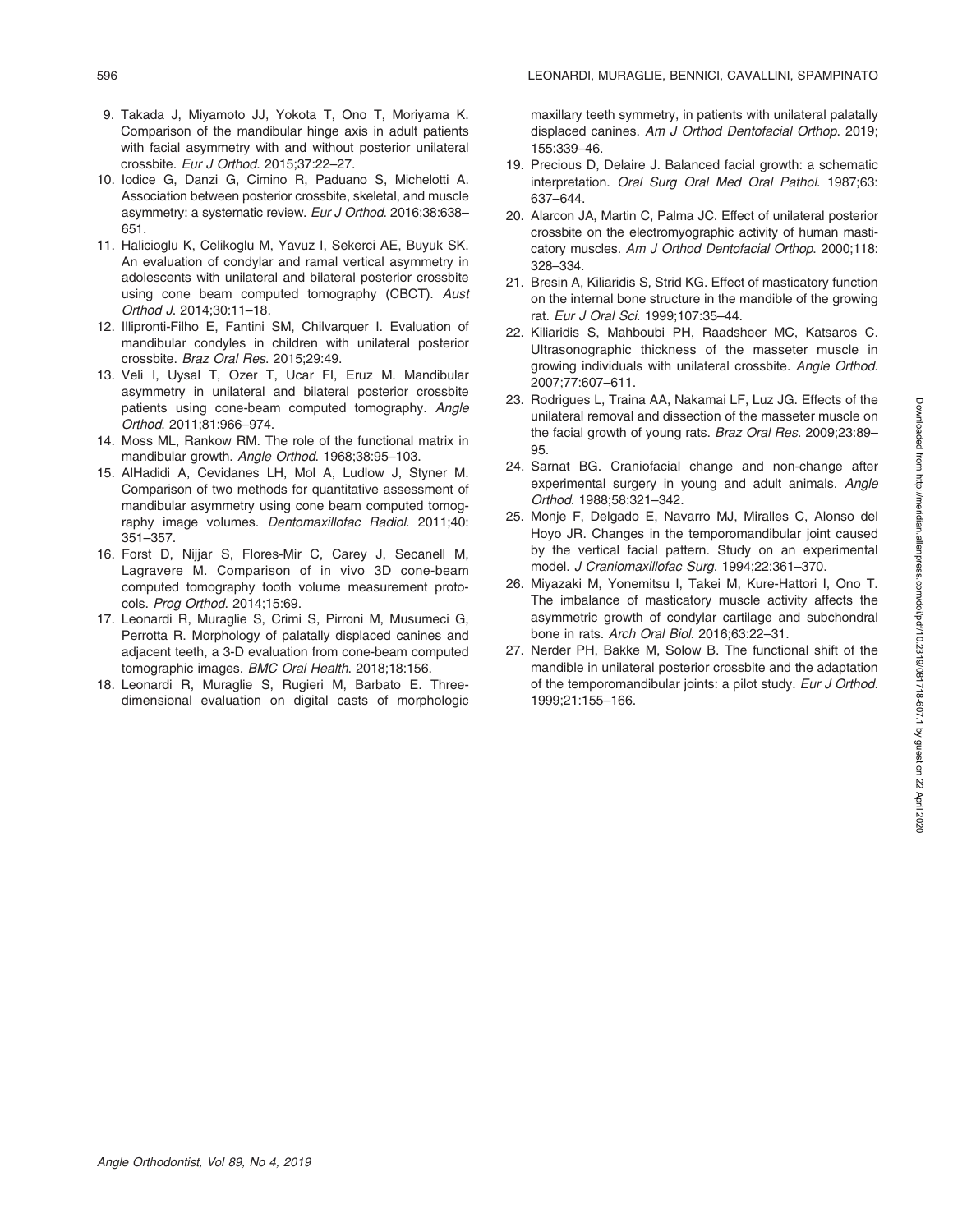9. Takada J, Miyamoto JJ, Yokota T, Ono T, Moriyama K. Comparison of the mandibular hinge axis in adult patients with facial asymmetry with and without posterior unilateral crossbite. *Eur J Orthod*. 2015;37:22–27.
10. Iodice G, Danzi G, Cimino R, Paduano S, Michelotti A. Association between posterior crossbite, skeletal, and muscle asymmetry: a systematic review. *Eur J Orthod*. 2016;38:638–651.
11. Halicioglu K, Celikoglu M, Yavuz I, Sekerci AE, Buyuk SK. An evaluation of condylar and ramal vertical asymmetry in adolescents with unilateral and bilateral posterior crossbite using cone beam computed tomography (CBCT). *Aust Orthod J*. 2014;30:11–18.
12. Illipronti-Filho E, Fantini SM, Chilvarquer I. Evaluation of mandibular condyles in children with unilateral posterior crossbite. *Braz Oral Res*. 2015;29:49.
13. Veli I, Uysal T, Ozer T, Ucar FI, Eruz M. Mandibular asymmetry in unilateral and bilateral posterior crossbite patients using cone-beam computed tomography. *Angle Orthod*. 2011;81:966–974.
14. Moss ML, Rankow RM. The role of the functional matrix in mandibular growth. *Angle Orthod*. 1968;38:95–103.
15. AlHadidi A, Cevidanes LH, Mol A, Ludlow J, Styner M. Comparison of two methods for quantitative assessment of mandibular asymmetry using cone beam computed tomography image volumes. *Dentomaxillofac Radiol*. 2011;40: 351–357.
16. Forst D, Nijjar S, Flores-Mir C, Carey J, Secanell M, Lagravere M. Comparison of in vivo 3D cone-beam computed tomography tooth volume measurement protocols. *Prog Orthod*. 2014;15:69.
17. Leonardi R, Muraglie S, Crimi S, Pirroni M, Musumeci G, Perrotta R. Morphology of palatally displaced canines and adjacent teeth, a 3-D evaluation from cone-beam computed tomographic images. *BMC Oral Health*. 2018;18:156.
18. Leonardi R, Muraglie S, Rugieri M, Barbato E. Three-dimensional evaluation on digital casts of morphologic maxillary teeth symmetry, in patients with unilateral palatally displaced canines. *Am J Orthod Dentofacial Orthop*. 2019; 155:339–46.
19. Precious D, Delaire J. Balanced facial growth: a schematic interpretation. *Oral Surg Oral Med Oral Pathol*. 1987;63: 637–644.
20. Alarcon JA, Martin C, Palma JC. Effect of unilateral posterior crossbite on the electromyographic activity of human masticatory muscles. *Am J Orthod Dentofacial Orthop*. 2000;118: 328–334.
21. Bresin A, Kiliaridis S, Strid KG. Effect of masticatory function on the internal bone structure in the mandible of the growing rat. *Eur J Oral Sci*. 1999;107:35–44.
22. Kiliaridis S, Mahboubi PH, Raadsheer MC, Katsaros C. Ultrasonographic thickness of the masseter muscle in growing individuals with unilateral crossbite. *Angle Orthod*. 2007;77:607–611.
23. Rodrigues L, Traina AA, Nakamai LF, Luz JG. Effects of the unilateral removal and dissection of the masseter muscle on the facial growth of young rats. *Braz Oral Res*. 2009;23:89–95.
24. Sarnat BG. Craniofacial change and non-change after experimental surgery in young and adult animals. *Angle Orthod*. 1988;58:321–342.
25. Monje F, Delgado E, Navarro MJ, Miralles C, Alonso del Hoyo JR. Changes in the temporomandibular joint caused by the vertical facial pattern. Study on an experimental model. *J Craniomaxillofac Surg*. 1994;22:361–370.
26. Miyazaki M, Yonemitsu I, Takei M, Kure-Hattori I, Ono T. The imbalance of masticatory muscle activity affects the asymmetric growth of condylar cartilage and subchondral bone in rats. *Arch Oral Biol*. 2016;63:22–31.
27. Nerder PH, Bakke M, Solow B. The functional shift of the mandible in unilateral posterior crossbite and the adaptation of the temporomandibular joints: a pilot study. *Eur J Orthod*. 1999;21:155–166.